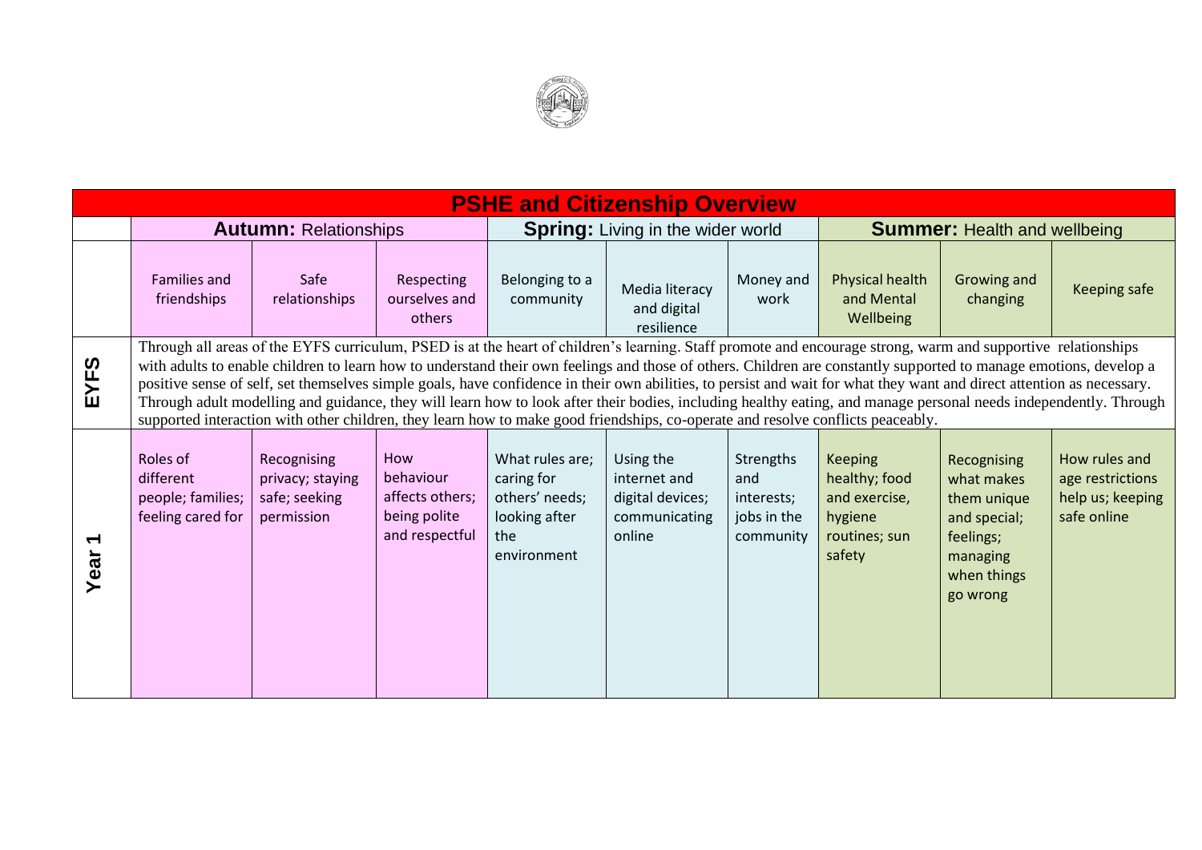# PSHE and Citizenship Overview

| | **Autumn:** Relationships | | | **Spring:** Living in the wider world | | | **Summer:** Health and wellbeing | | |
|---|---|---|---|---|---|---|---|---|---|
| | Families and friendships | Safe relationships | Respecting ourselves and others | Belonging to a community | Media literacy and digital resilience | Money and work | Physical health and Mental Wellbeing | Growing and changing | Keeping safe |
| **EYFS** | Through all areas of the EYFS curriculum, PSED is at the heart of children's learning. Staff promote and encourage strong, warm and supportive relationships with adults to enable children to learn how to understand their own feelings and those of others. Children are constantly supported to manage emotions, develop a positive sense of self, set themselves simple goals, have confidence in their own abilities, to persist and wait for what they want and direct attention as necessary. Through adult modelling and guidance, they will learn how to look after their bodies, including healthy eating, and manage personal needs independently. Through supported interaction with other children, they learn how to make good friendships, co-operate and resolve conflicts peaceably. | | | | | | | | |
| **Year 1** | Roles of different people; families; feeling cared for | Recognising privacy; staying safe; seeking permission | How behaviour affects others; being polite and respectful | What rules are; caring for others' needs; looking after the environment | Using the internet and digital devices; communicating online | Strengths and interests; jobs in the community | Keeping healthy; food and exercise, hygiene routines; sun safety | Recognising what makes them unique and special; feelings; managing when things go wrong | How rules and age restrictions help us; keeping safe online |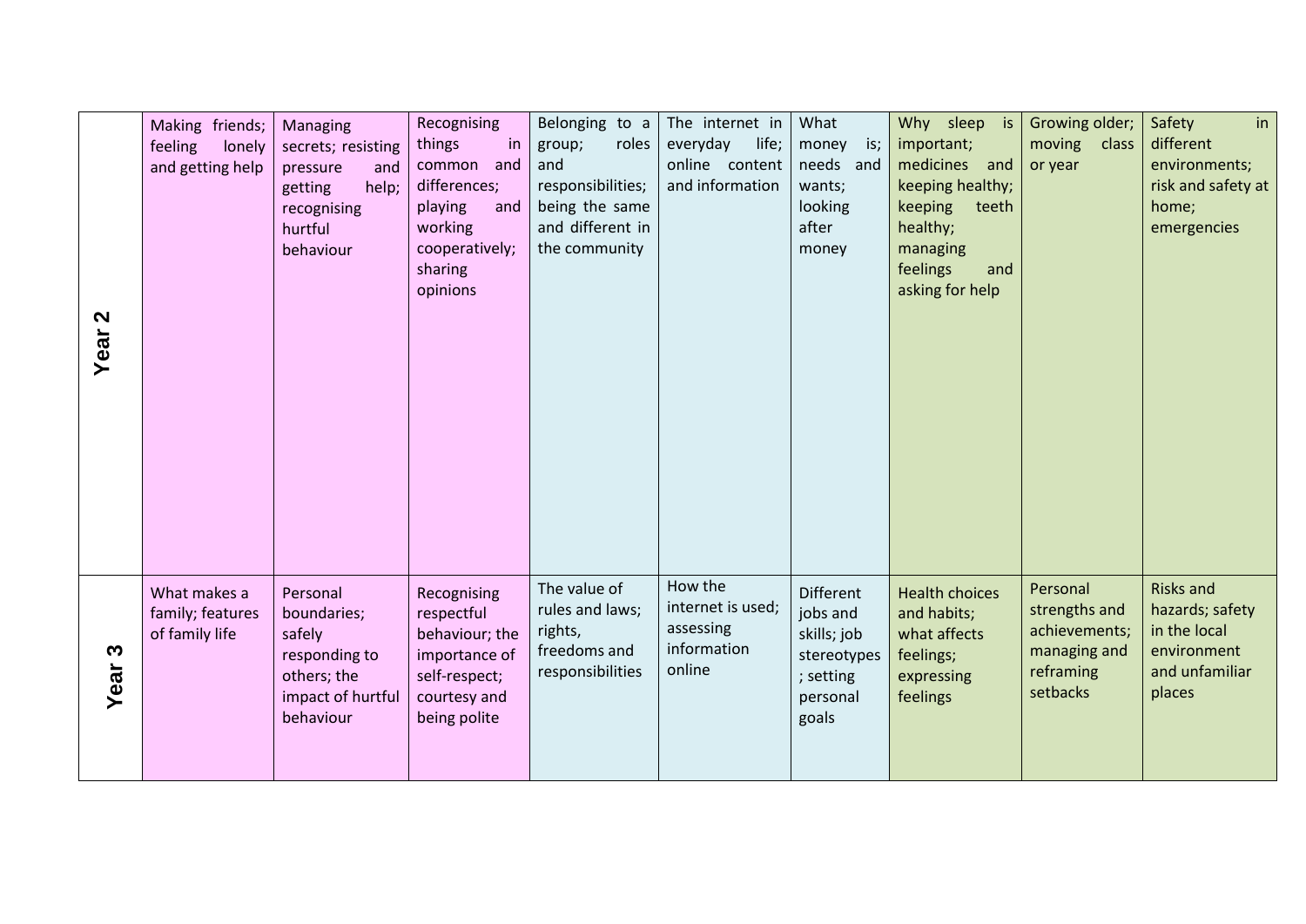| | | | | | | | | | |
|---|---|---|---|---|---|---|---|---|---|
| **Year 2** | Making friends; feeling lonely and getting help | Managing secrets; resisting pressure and getting help; recognising hurtful behaviour | Recognising things in common and differences; playing and working cooperatively; sharing opinions | Belonging to a group; roles and responsibilities; being the same and different in the community | The internet in everyday life; online content and information | What money is; needs and wants; looking after money | Why sleep is important; medicines and keeping healthy; keeping teeth healthy; managing feelings and asking for help | Growing older; moving class or year | Safety in different environments; risk and safety at home; emergencies |
| **Year 3** | What makes a family; features of family life | Personal boundaries; safely responding to others; the impact of hurtful behaviour | Recognising respectful behaviour; the importance of self-respect; courtesy and being polite | The value of rules and laws; rights, freedoms and responsibilities | How the internet is used; assessing information online | Different jobs and skills; job stereotypes; setting personal goals | Health choices and habits; what affects feelings; expressing feelings | Personal strengths and achievements; managing and reframing setbacks | Risks and hazards; safety in the local environment and unfamiliar places |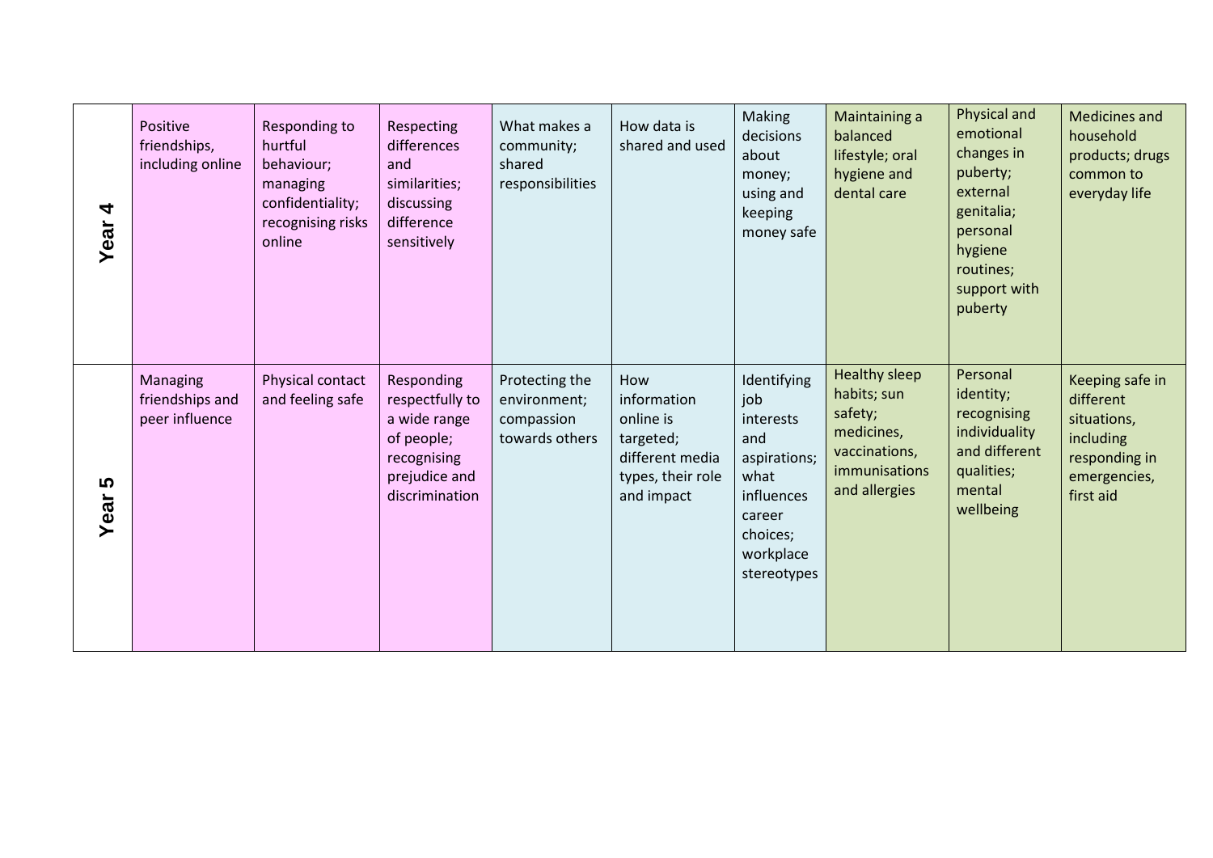| | | | | | | | | | | |
|---|---|---|---|---|---|---|---|---|---|---|
| **Year 4** | Positive friendships, including online | Responding to hurtful behaviour; managing confidentiality; recognising risks online | Respecting differences and similarities; discussing difference sensitively | What makes a community; shared responsibilities | How data is shared and used | Making decisions about money; using and keeping money safe | Maintaining a balanced lifestyle; oral hygiene and dental care | Physical and emotional changes in puberty; external genitalia; personal hygiene routines; support with puberty | Medicines and household products; drugs common to everyday life |
| **Year 5** | Managing friendships and peer influence | Physical contact and feeling safe | Responding respectfully to a wide range of people; recognising prejudice and discrimination | Protecting the environment; compassion towards others | How information online is targeted; different media types, their role and impact | Identifying job interests and aspirations; what influences career choices; workplace stereotypes | Healthy sleep habits; sun safety; medicines, vaccinations, immunisations and allergies | Personal identity; recognising individuality and different qualities; mental wellbeing | Keeping safe in different situations, including responding in emergencies, first aid |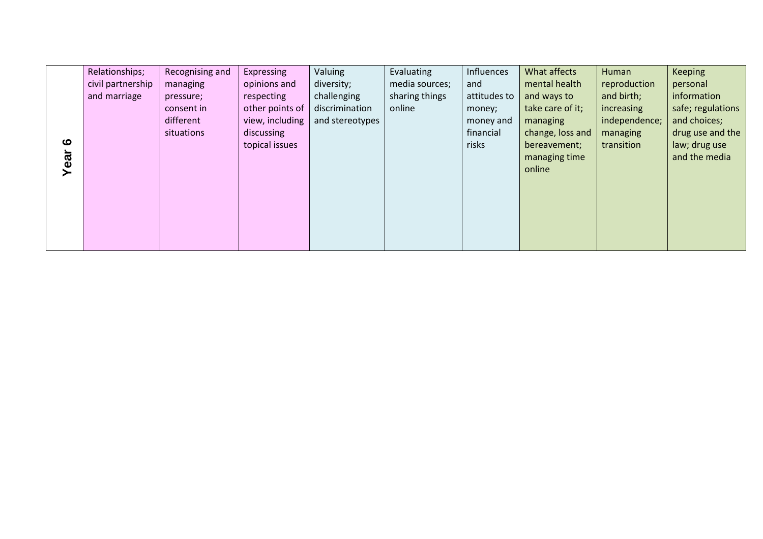| | | | | | | | | | |
|---|---|---|---|---|---|---|---|---|---|
| **Year 6** | Relationships; civil partnership and marriage | Recognising and managing pressure; consent in different situations | Expressing opinions and respecting other points of view, including discussing topical issues | Valuing diversity; challenging discrimination and stereotypes | Evaluating media sources; sharing things online | Influences and attitudes to money; money and financial risks | What affects mental health and ways to take care of it; managing change, loss and bereavement; managing time online | Human reproduction and birth; increasing independence; managing transition | Keeping personal information safe; regulations and choices; drug use and the law; drug use and the media |